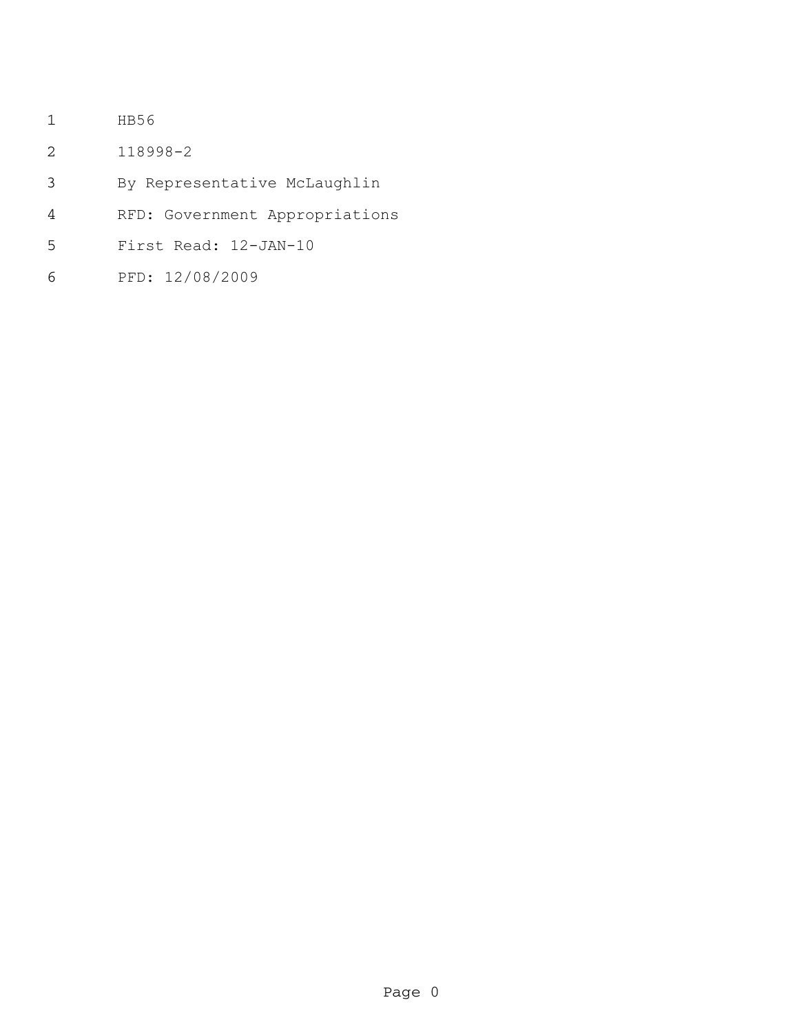HB56

118998-2

By Representative McLaughlin

RFD: Government Appropriations

First Read: 12-JAN-10

PFD: 12/08/2009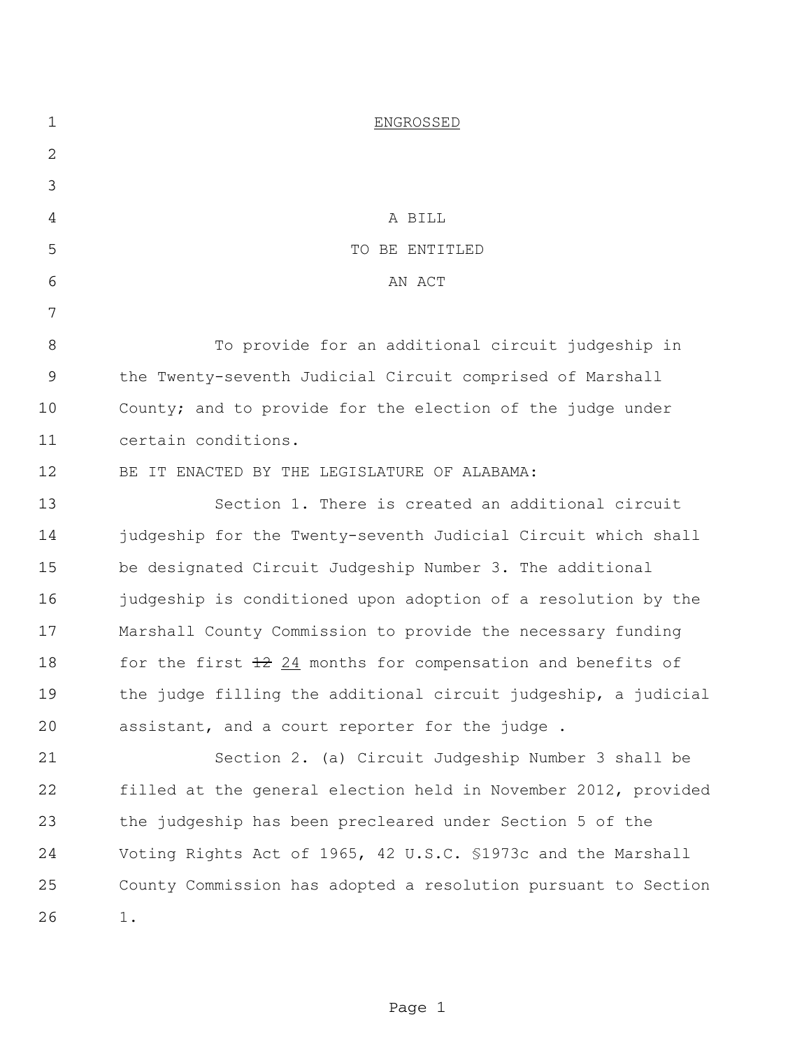ENGROSSED

A BILL

TO BE ENTITLED

AN ACT

To provide for an additional circuit judgeship in the Twenty-seventh Judicial Circuit comprised of Marshall County; and to provide for the election of the judge under certain conditions.

BE IT ENACTED BY THE LEGISLATURE OF ALABAMA:

Section 1. There is created an additional circuit judgeship for the Twenty-seventh Judicial Circuit which shall be designated Circuit Judgeship Number 3. The additional judgeship is conditioned upon adoption of a resolution by the Marshall County Commission to provide the necessary funding for the first ~~12~~ 24 months for compensation and benefits of the judge filling the additional circuit judgeship, a judicial assistant, and a court reporter for the judge .

Section 2. (a) Circuit Judgeship Number 3 shall be filled at the general election held in November 2012, provided the judgeship has been precleared under Section 5 of the Voting Rights Act of 1965, 42 U.S.C. §1973c and the Marshall County Commission has adopted a resolution pursuant to Section 1.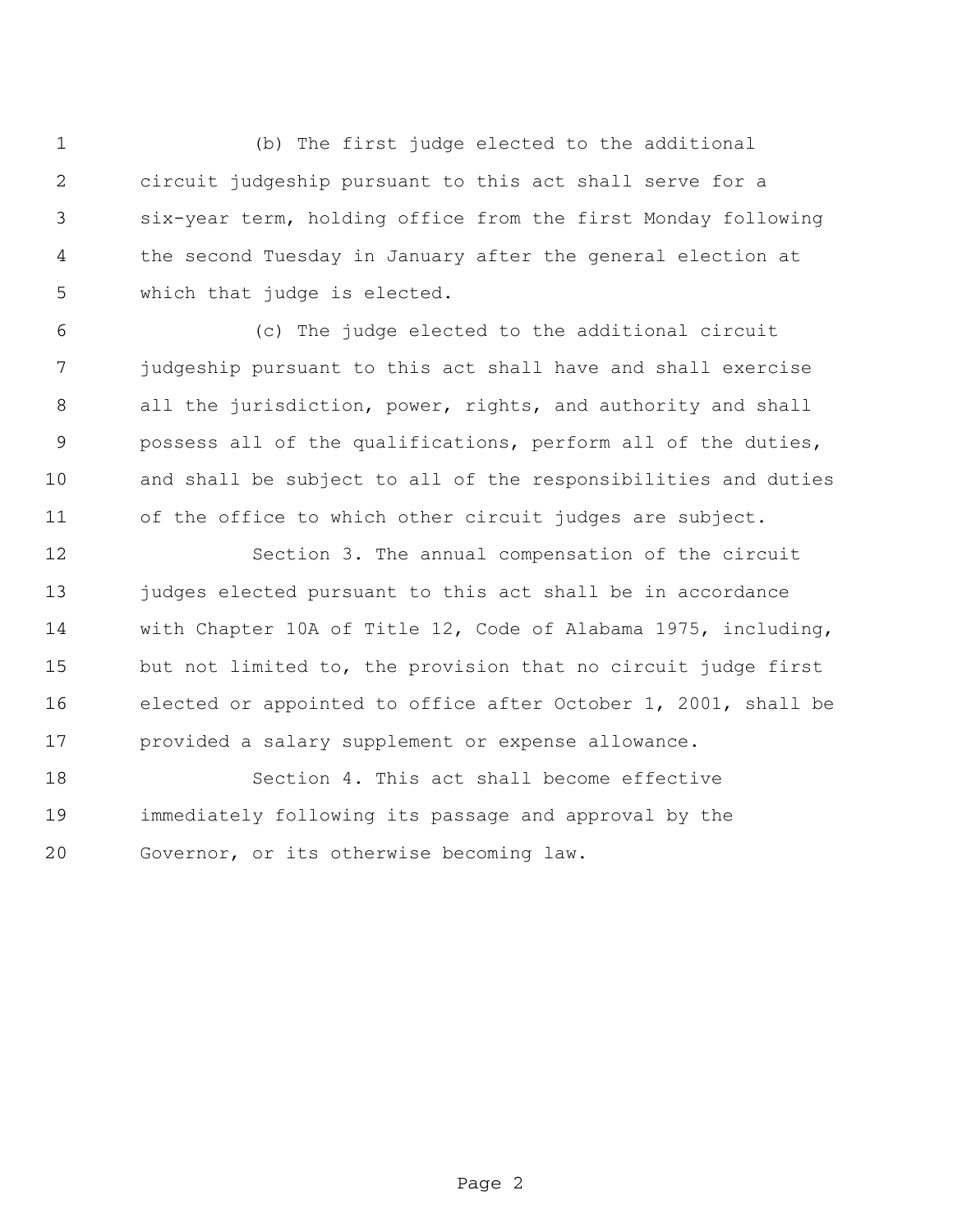(b) The first judge elected to the additional circuit judgeship pursuant to this act shall serve for a six-year term, holding office from the first Monday following the second Tuesday in January after the general election at which that judge is elected.

(c) The judge elected to the additional circuit judgeship pursuant to this act shall have and shall exercise all the jurisdiction, power, rights, and authority and shall possess all of the qualifications, perform all of the duties, and shall be subject to all of the responsibilities and duties of the office to which other circuit judges are subject.

Section 3. The annual compensation of the circuit judges elected pursuant to this act shall be in accordance with Chapter 10A of Title 12, Code of Alabama 1975, including, but not limited to, the provision that no circuit judge first elected or appointed to office after October 1, 2001, shall be provided a salary supplement or expense allowance.

Section 4. This act shall become effective immediately following its passage and approval by the Governor, or its otherwise becoming law.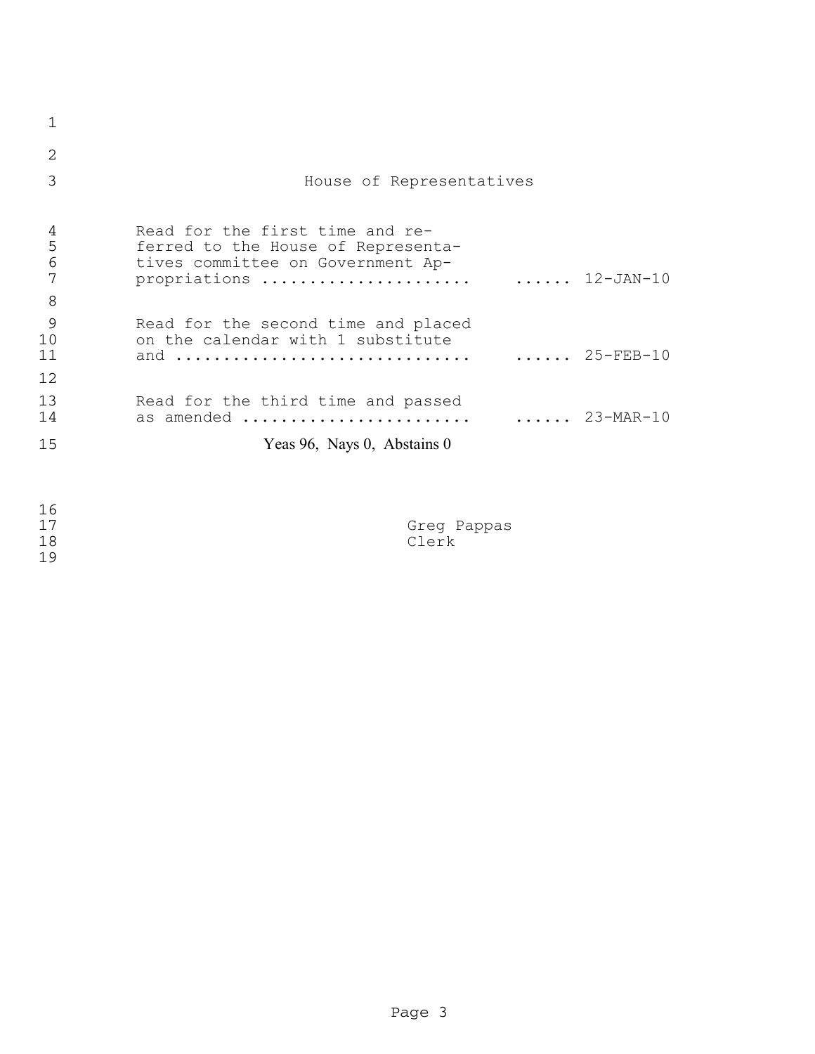House of Representatives

Read for the first time and referred to the House of Representatives committee on Government Appropriations ...................... ...... 12-JAN-10

Read for the second time and placed on the calendar with 1 substitute and .............................. ...... 25-FEB-10

Read for the third time and passed as amended ........................ ...... 23-MAR-10

Yeas 96, Nays 0, Abstains 0

Greg Pappas
Clerk